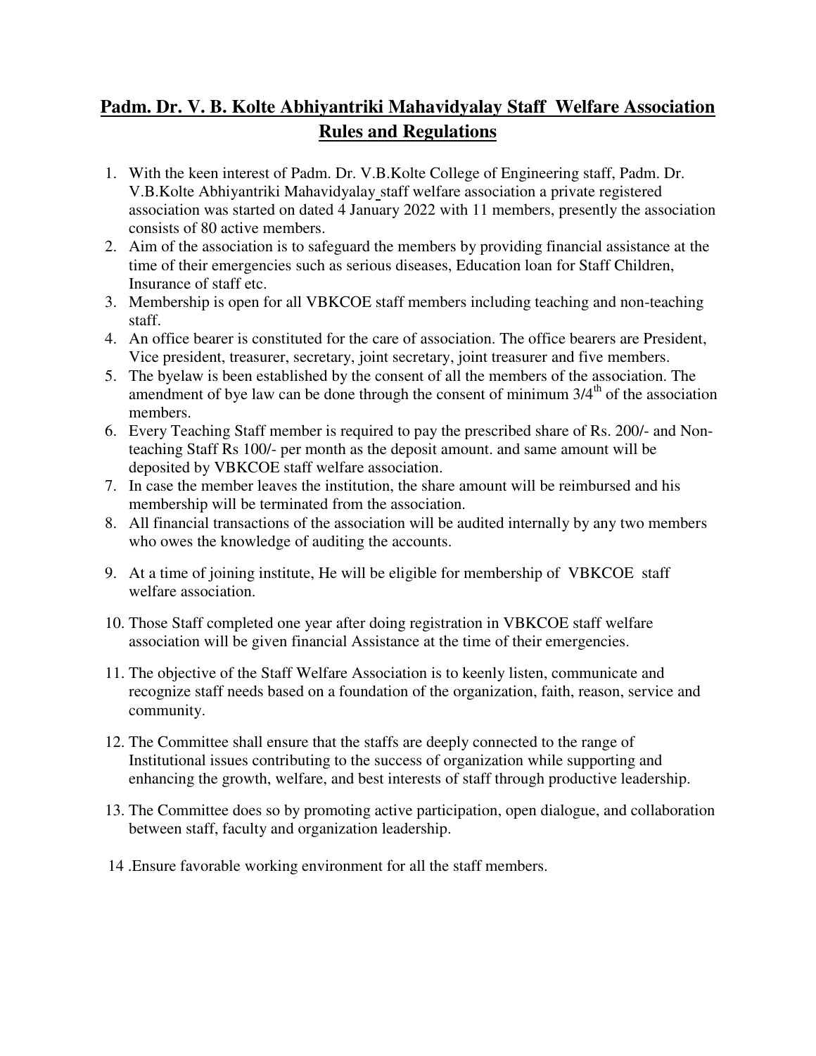# Padm. Dr. V. B. Kolte Abhiyantriki Mahavidyalay Staff Welfare Association Rules and Regulations

1. With the keen interest of Padm. Dr. V.B.Kolte College of Engineering staff, Padm. Dr. V.B.Kolte Abhiyantriki Mahavidyalay staff welfare association a private registered association was started on dated 4 January 2022 with 11 members, presently the association consists of 80 active members.
2. Aim of the association is to safeguard the members by providing financial assistance at the time of their emergencies such as serious diseases, Education loan for Staff Children, Insurance of staff etc.
3. Membership is open for all VBKCOE staff members including teaching and non-teaching staff.
4. An office bearer is constituted for the care of association. The office bearers are President, Vice president, treasurer, secretary, joint secretary, joint treasurer and five members.
5. The byelaw is been established by the consent of all the members of the association. The amendment of bye law can be done through the consent of minimum 3/4th of the association members.
6. Every Teaching Staff member is required to pay the prescribed share of Rs. 200/- and Non-teaching Staff Rs 100/- per month as the deposit amount. and same amount will be deposited by VBKCOE staff welfare association.
7. In case the member leaves the institution, the share amount will be reimbursed and his membership will be terminated from the association.
8. All financial transactions of the association will be audited internally by any two members who owes the knowledge of auditing the accounts.
9. At a time of joining institute, He will be eligible for membership of VBKCOE staff welfare association.
10. Those Staff completed one year after doing registration in VBKCOE staff welfare association will be given financial Assistance at the time of their emergencies.
11. The objective of the Staff Welfare Association is to keenly listen, communicate and recognize staff needs based on a foundation of the organization, faith, reason, service and community.
12. The Committee shall ensure that the staffs are deeply connected to the range of Institutional issues contributing to the success of organization while supporting and enhancing the growth, welfare, and best interests of staff through productive leadership.
13. The Committee does so by promoting active participation, open dialogue, and collaboration between staff, faculty and organization leadership.
14. Ensure favorable working environment for all the staff members.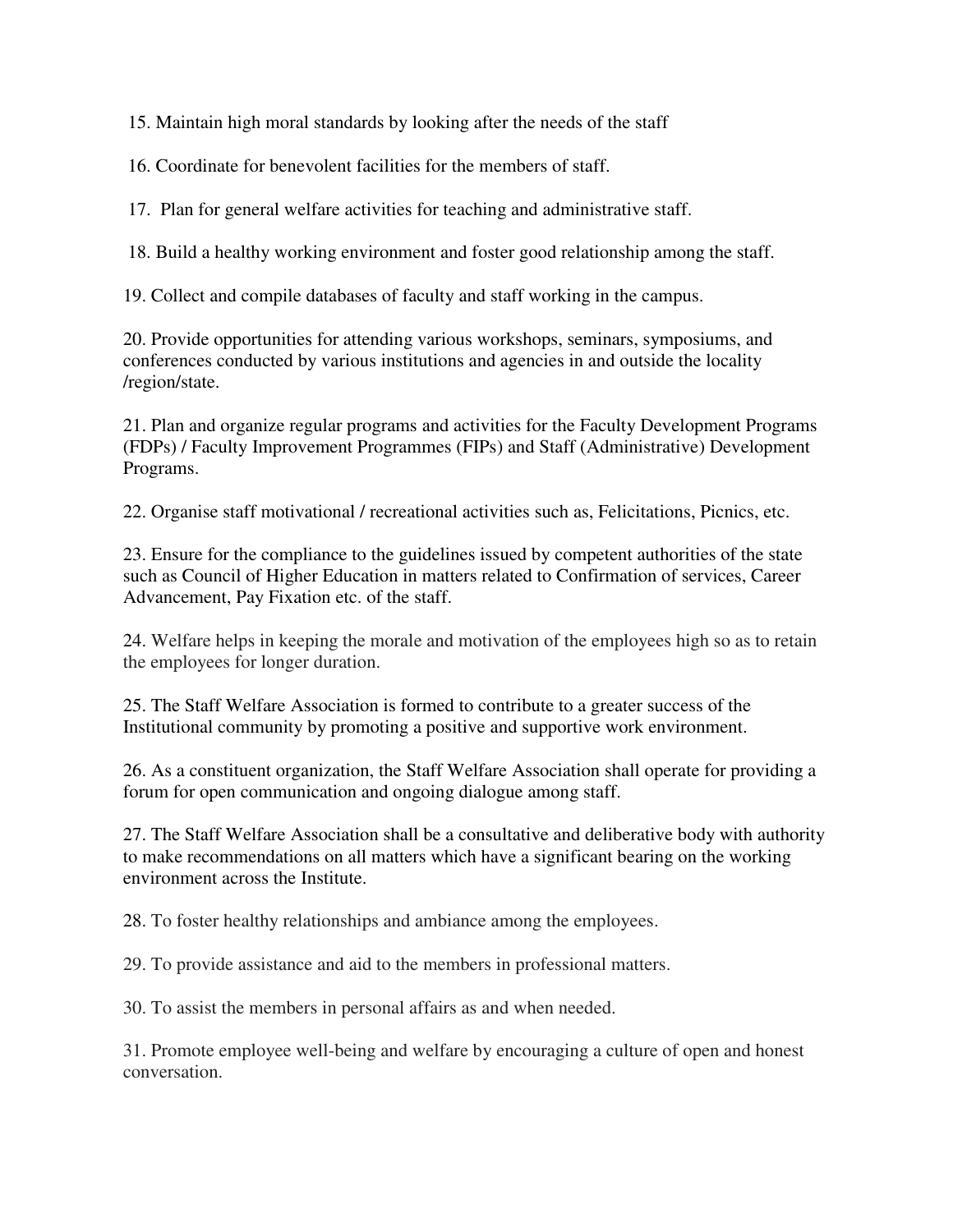15. Maintain high moral standards by looking after the needs of the staff

16. Coordinate for benevolent facilities for the members of staff.

17. Plan for general welfare activities for teaching and administrative staff.

18. Build a healthy working environment and foster good relationship among the staff.

19. Collect and compile databases of faculty and staff working in the campus.

20. Provide opportunities for attending various workshops, seminars, symposiums, and conferences conducted by various institutions and agencies in and outside the locality /region/state.

21. Plan and organize regular programs and activities for the Faculty Development Programs (FDPs) / Faculty Improvement Programmes (FIPs) and Staff (Administrative) Development Programs.

22. Organise staff motivational / recreational activities such as, Felicitations, Picnics, etc.

23. Ensure for the compliance to the guidelines issued by competent authorities of the state such as Council of Higher Education in matters related to Confirmation of services, Career Advancement, Pay Fixation etc. of the staff.

24. Welfare helps in keeping the morale and motivation of the employees high so as to retain the employees for longer duration.

25. The Staff Welfare Association is formed to contribute to a greater success of the Institutional community by promoting a positive and supportive work environment.

26. As a constituent organization, the Staff Welfare Association shall operate for providing a forum for open communication and ongoing dialogue among staff.

27. The Staff Welfare Association shall be a consultative and deliberative body with authority to make recommendations on all matters which have a significant bearing on the working environment across the Institute.

28. To foster healthy relationships and ambiance among the employees.

29. To provide assistance and aid to the members in professional matters.

30. To assist the members in personal affairs as and when needed.

31. Promote employee well-being and welfare by encouraging a culture of open and honest conversation.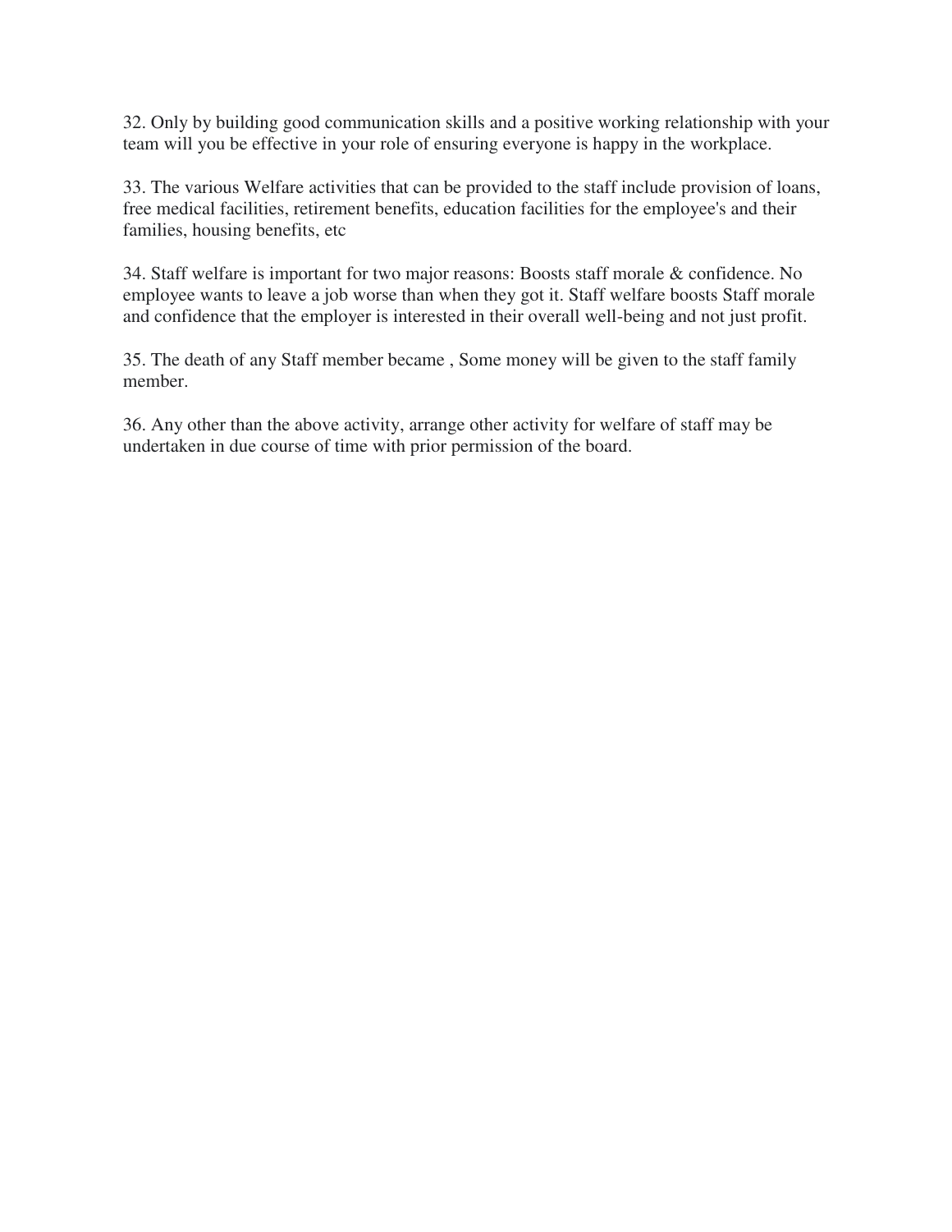32. Only by building good communication skills and a positive working relationship with your team will you be effective in your role of ensuring everyone is happy in the workplace.

33. The various Welfare activities that can be provided to the staff include provision of loans, free medical facilities, retirement benefits, education facilities for the employee's and their families, housing benefits, etc

34. Staff welfare is important for two major reasons: Boosts staff morale & confidence. No employee wants to leave a job worse than when they got it. Staff welfare boosts Staff morale and confidence that the employer is interested in their overall well-being and not just profit.

35. The death of any Staff member became , Some money will be given to the staff family member.

36. Any other than the above activity, arrange other activity for welfare of staff may be undertaken in due course of time with prior permission of the board.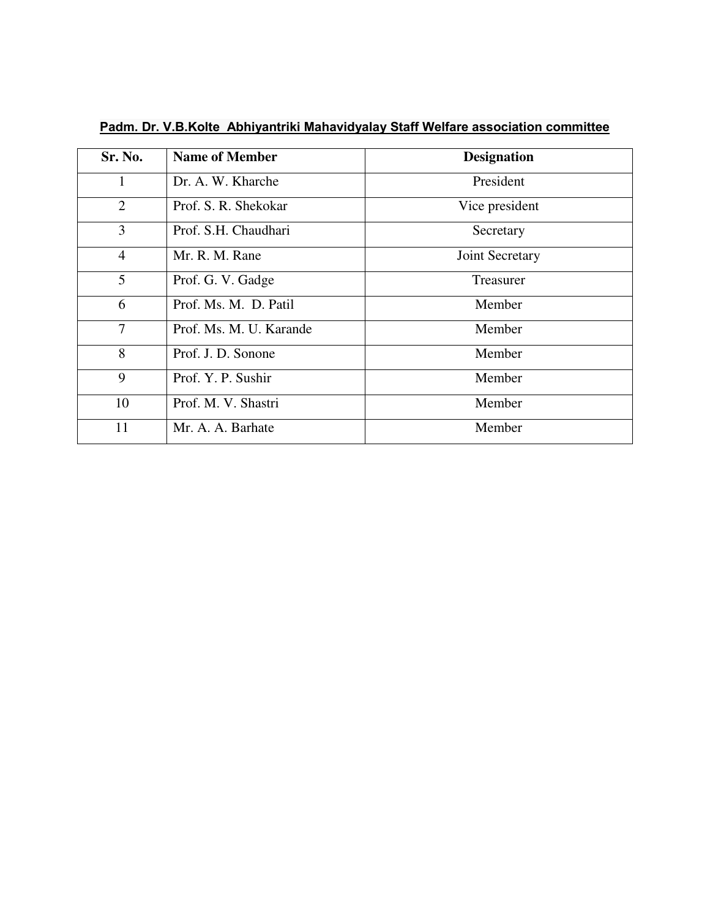**Padm. Dr. V.B.Kolte Abhiyantriki Mahavidyalay Staff Welfare association committee**

| Sr. No. | Name of Member | Designation |
|---|---|---|
| 1 | Dr. A. W. Kharche | President |
| 2 | Prof. S. R. Shekokar | Vice president |
| 3 | Prof. S.H. Chaudhari | Secretary |
| 4 | Mr. R. M. Rane | Joint Secretary |
| 5 | Prof. G. V. Gadge | Treasurer |
| 6 | Prof. Ms. M. D. Patil | Member |
| 7 | Prof. Ms. M. U. Karande | Member |
| 8 | Prof. J. D. Sonone | Member |
| 9 | Prof. Y. P. Sushir | Member |
| 10 | Prof. M. V. Shastri | Member |
| 11 | Mr. A. A. Barhate | Member |